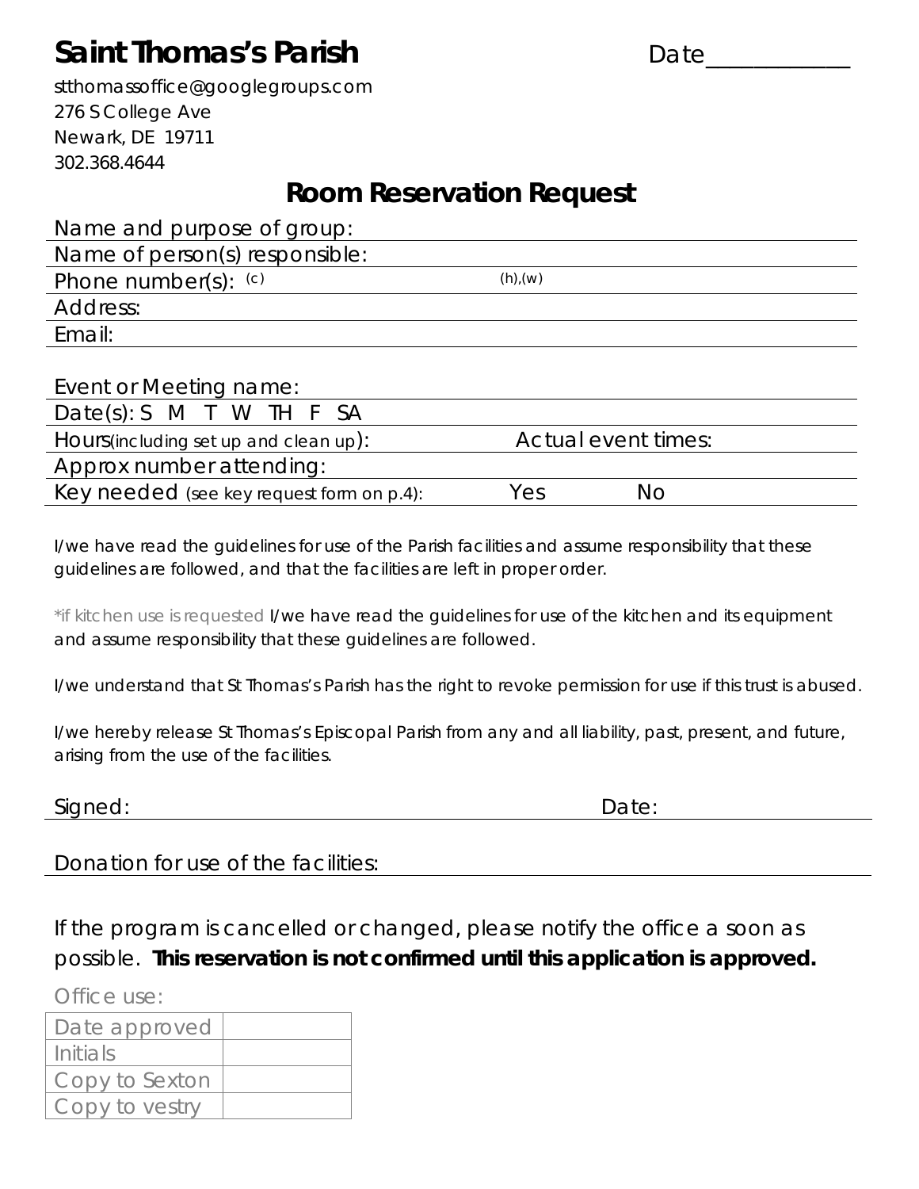# Saint Thomas's Parish

Date___________

stthomassoffice@googlegroups.com
276 S College Ave
Newark, DE 19711
302.368.4644

## Room Reservation Request

Name and purpose of group:

Name of person(s) responsible:

Phone number(s): (c) (h),(w)

Address:

Email:

Event or Meeting name:

Date(s): S M T W TH F SA

Hours(including set up and clean up): Actual event times:

Approx number attending:

Key needed (see key request form on p.4): Yes No

I/we have read the guidelines for use of the Parish facilities and assume responsibility that these guidelines are followed, and that the facilities are left in proper order.

*if kitchen use is requested I/we have read the guidelines for use of the kitchen and its equipment and assume responsibility that these guidelines are followed.

I/we understand that St Thomas's Parish has the right to revoke permission for use if this trust is abused.

I/we hereby release St Thomas's Episcopal Parish from any and all liability, past, present, and future, arising from the use of the facilities.

Signed: Date:

Donation for use of the facilities:

If the program is cancelled or changed, please notify the office a soon as possible. **This reservation is not confirmed until this application is approved.**

Office use:

| Date approved | |
|---|---|
| Initials | |
| Copy to Sexton | |
| Copy to vestry | |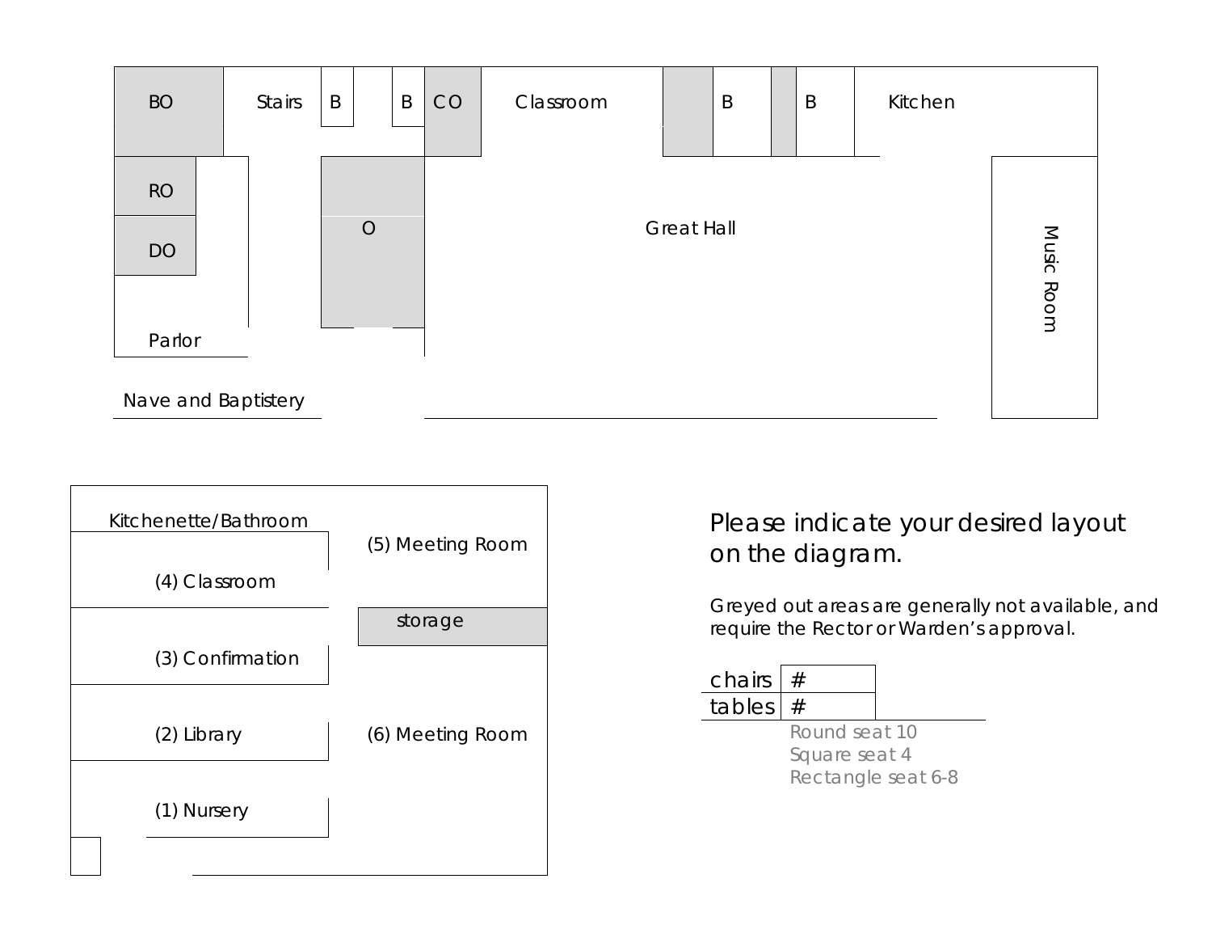BO

Stairs

B

B

CO

Classroom

B

B

Kitchen

RO

DO

O

Great Hall

Music Room

Parlor

Nave and Baptistery

Kitchenette/Bathroom

(5) Meeting Room

(4) Classroom

storage

(3) Confirmation

(2) Library

(6) Meeting Room

(1) Nursery

Please indicate your desired layout on the diagram.

Greyed out areas are generally not available, and require the Rector or Warden's approval.

| chairs | # |
|---|---|
| tables | # |

Round seat 10
Square seat 4
Rectangle seat 6-8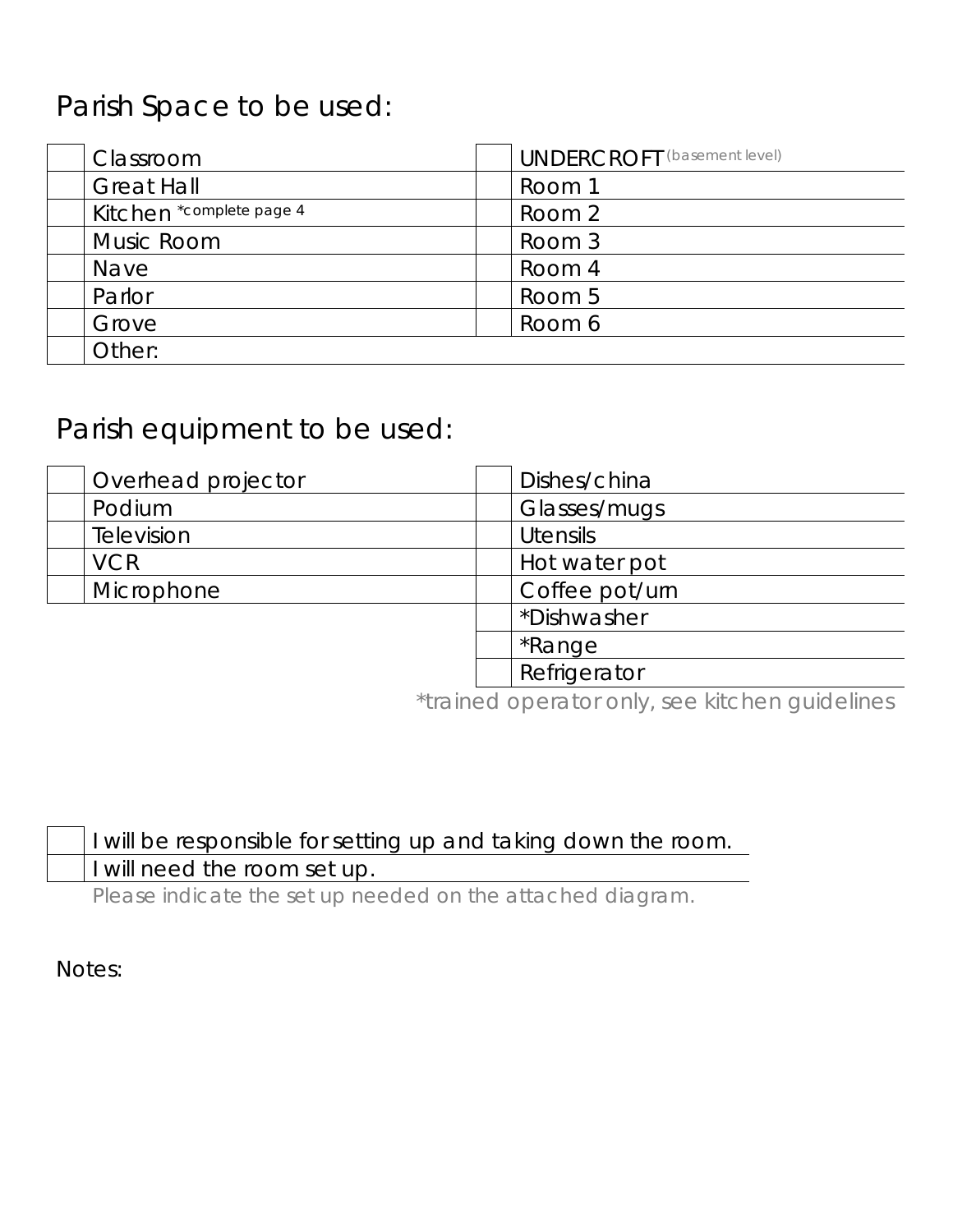## Parish Space to be used:

| | | | |
|---|---|---|---|
| | Classroom | | UNDERCROFT (basement level) |
| | Great Hall | | Room 1 |
| | Kitchen *complete page 4 | | Room 2 |
| | Music Room | | Room 3 |
| | Nave | | Room 4 |
| | Parlor | | Room 5 |
| | Grove | | Room 6 |
| | Other: | | |

## Parish equipment to be used:

| | | | |
|---|---|---|---|
| | Overhead projector | | Dishes/china |
| | Podium | | Glasses/mugs |
| | Television | | Utensils |
| | VCR | | Hot water pot |
| | Microphone | | Coffee pot/urn |
| | | | *Dishwasher |
| | | | *Range |
| | | | Refrigerator |

*trained operator only, see kitchen guidelines

| | |
|---|---|
| | I will be responsible for setting up and taking down the room. |
| | I will need the room set up. |

Please indicate the set up needed on the attached diagram.

Notes: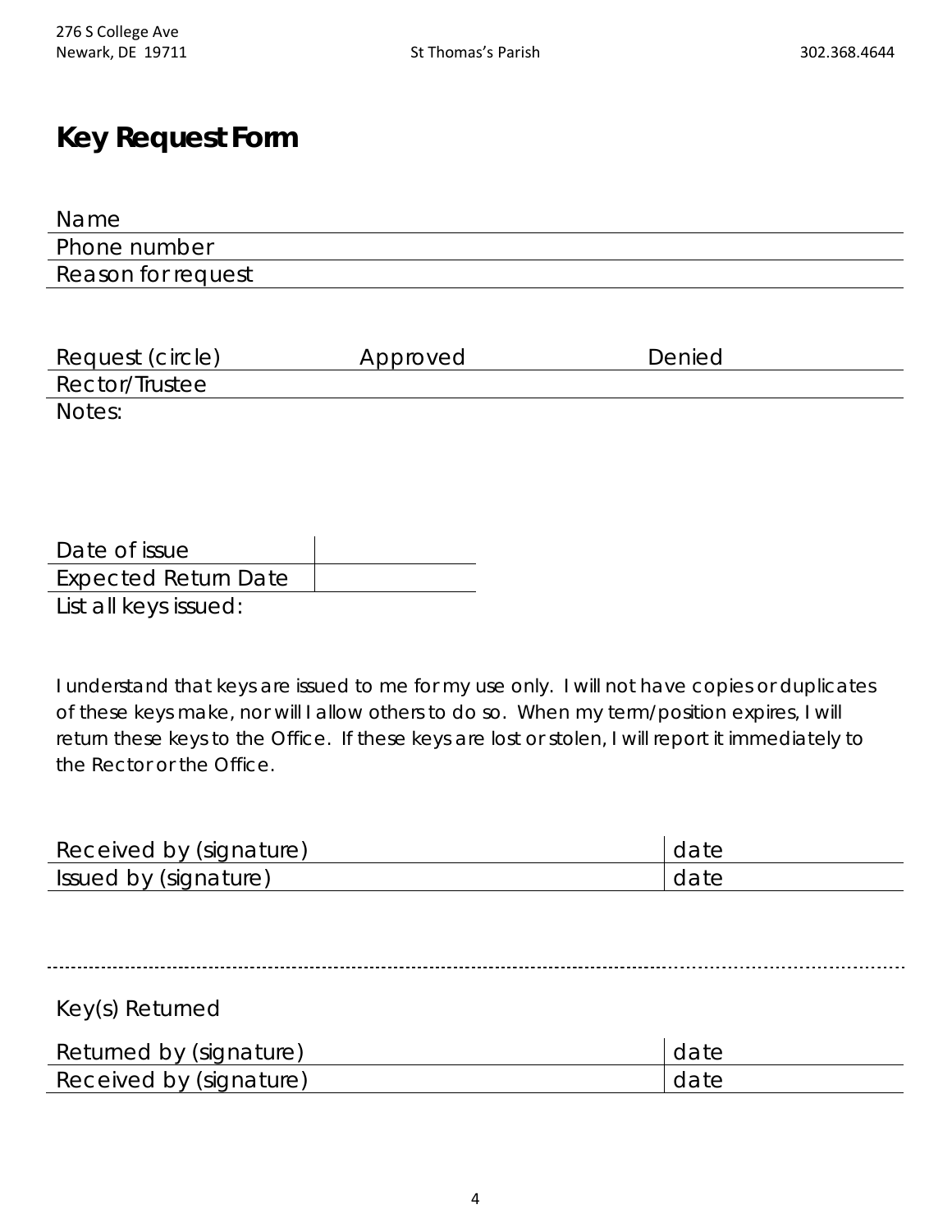276 S College Ave
Newark, DE 19711

St Thomas's Parish

302.368.4644

# Key Request Form

| Name |
|---|
| Phone number |
| Reason for request |

| Request (circle) | Approved | Denied |
|---|---|---|
| Rector/Trustee | | |

Notes:

| Date of issue | |
|---|---|
| Expected Return Date | |

List all keys issued:

I understand that keys are issued to me for my use only. I will not have copies or duplicates of these keys make, nor will I allow others to do so. When my term/position expires, I will return these keys to the Office. If these keys are lost or stolen, I will report it immediately to the Rector or the Office.

| Received by (signature) | date |
|---|---|
| Issued by (signature) | date |

---

Key(s) Returned

| Returned by (signature) | date |
|---|---|
| Received by (signature) | date |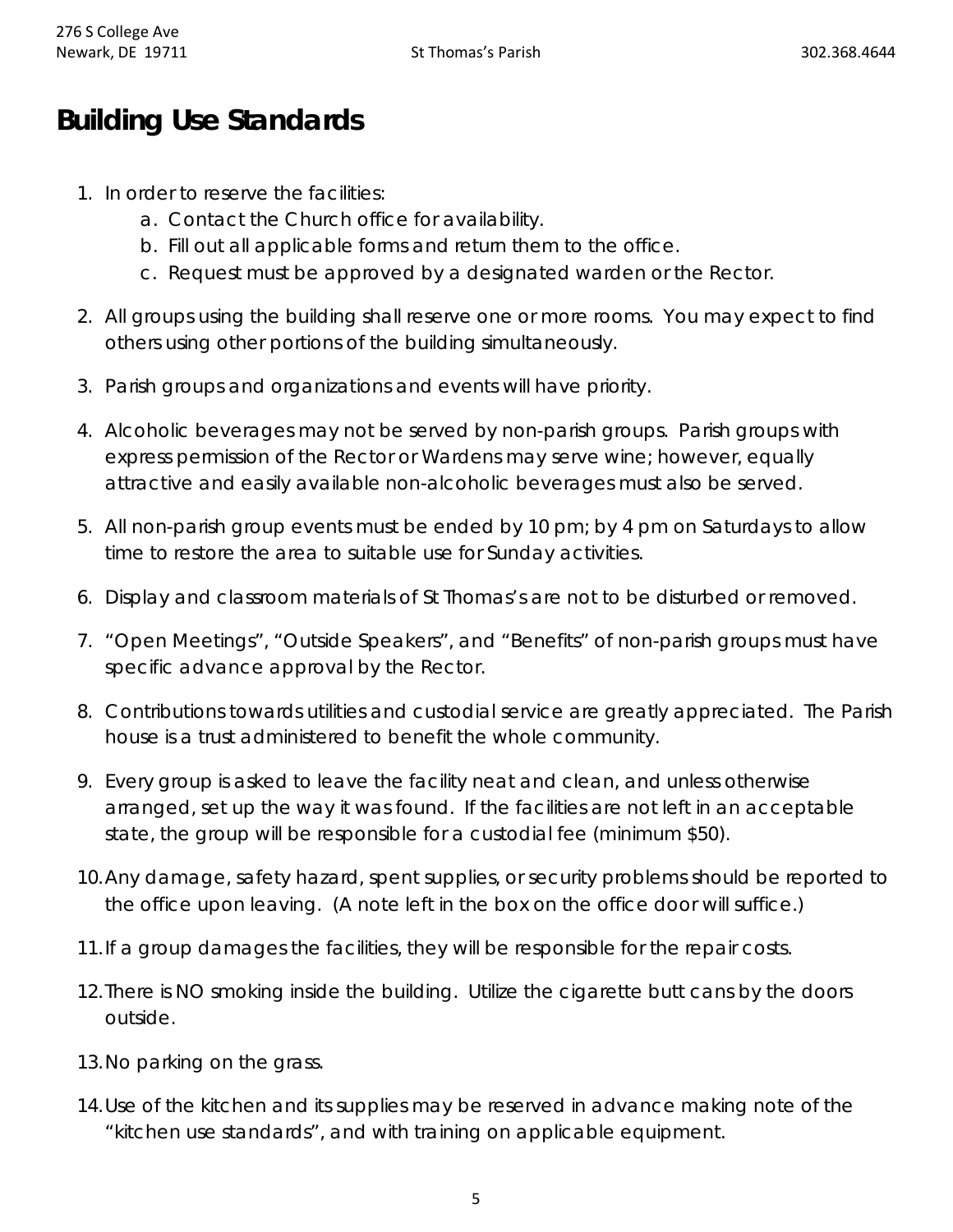# Building Use Standards

1. In order to reserve the facilities:
    a. Contact the Church office for availability.
    b. Fill out all applicable forms and return them to the office.
    c. Request must be approved by a designated warden or the Rector.
2. All groups using the building shall reserve one or more rooms. You may expect to find others using other portions of the building simultaneously.
3. Parish groups and organizations and events will have priority.
4. Alcoholic beverages may not be served by non-parish groups. Parish groups with express permission of the Rector or Wardens may serve wine; however, equally attractive and easily available non-alcoholic beverages must also be served.
5. All non-parish group events must be ended by 10 pm; by 4 pm on Saturdays to allow time to restore the area to suitable use for Sunday activities.
6. Display and classroom materials of St Thomas's are not to be disturbed or removed.
7. "Open Meetings", "Outside Speakers", and "Benefits" of non-parish groups must have specific advance approval by the Rector.
8. Contributions towards utilities and custodial service are greatly appreciated. The Parish house is a trust administered to benefit the whole community.
9. Every group is asked to leave the facility neat and clean, and unless otherwise arranged, set up the way it was found. If the facilities are not left in an acceptable state, the group will be responsible for a custodial fee (minimum $50).
10. Any damage, safety hazard, spent supplies, or security problems should be reported to the office upon leaving. (A note left in the box on the office door will suffice.)
11. If a group damages the facilities, they will be responsible for the repair costs.
12. There is NO smoking inside the building. Utilize the cigarette butt cans by the doors outside.
13. No parking on the grass.
14. Use of the kitchen and its supplies may be reserved in advance making note of the "kitchen use standards", and with training on applicable equipment.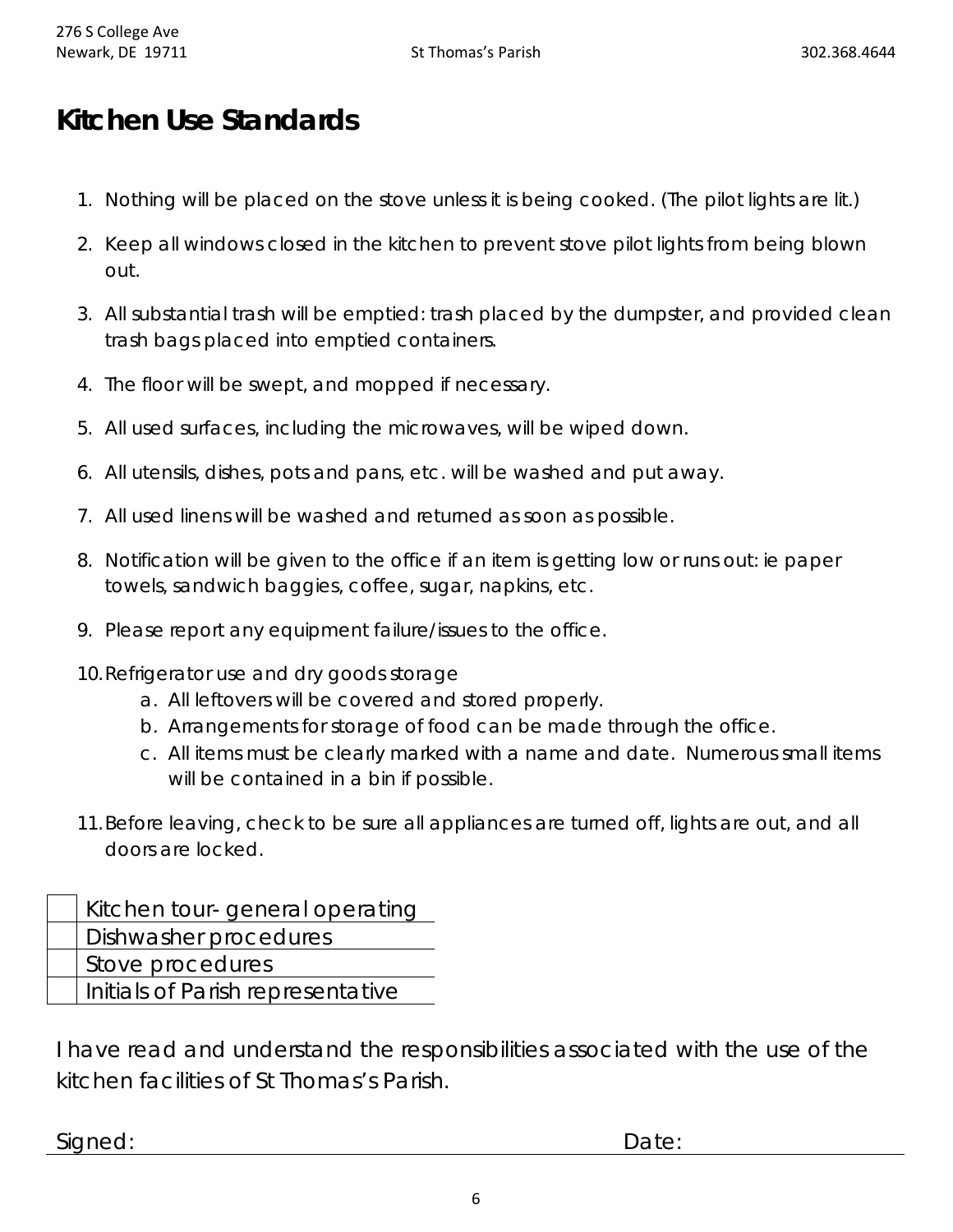# Kitchen Use Standards

1. Nothing will be placed on the stove unless it is being cooked. (The pilot lights are lit.)
2. Keep all windows closed in the kitchen to prevent stove pilot lights from being blown out.
3. All substantial trash will be emptied: trash placed by the dumpster, and provided clean trash bags placed into emptied containers.
4. The floor will be swept, and mopped if necessary.
5. All used surfaces, including the microwaves, will be wiped down.
6. All utensils, dishes, pots and pans, etc. will be washed and put away.
7. All used linens will be washed and returned as soon as possible.
8. Notification will be given to the office if an item is getting low or runs out: ie paper towels, sandwich baggies, coffee, sugar, napkins, etc.
9. Please report any equipment failure/issues to the office.
10. Refrigerator use and dry goods storage
    a. All leftovers will be covered and stored properly.
    b. Arrangements for storage of food can be made through the office.
    c. All items must be clearly marked with a name and date. Numerous small items will be contained in a bin if possible.
11. Before leaving, check to be sure all appliances are turned off, lights are out, and all doors are locked.

| | |
|---|---|
| | Kitchen tour- general operating |
| | Dishwasher procedures |
| | Stove procedures |
| | Initials of Parish representative |

I have read and understand the responsibilities associated with the use of the kitchen facilities of St Thomas's Parish.

Signed: ______________________ Date: ______________